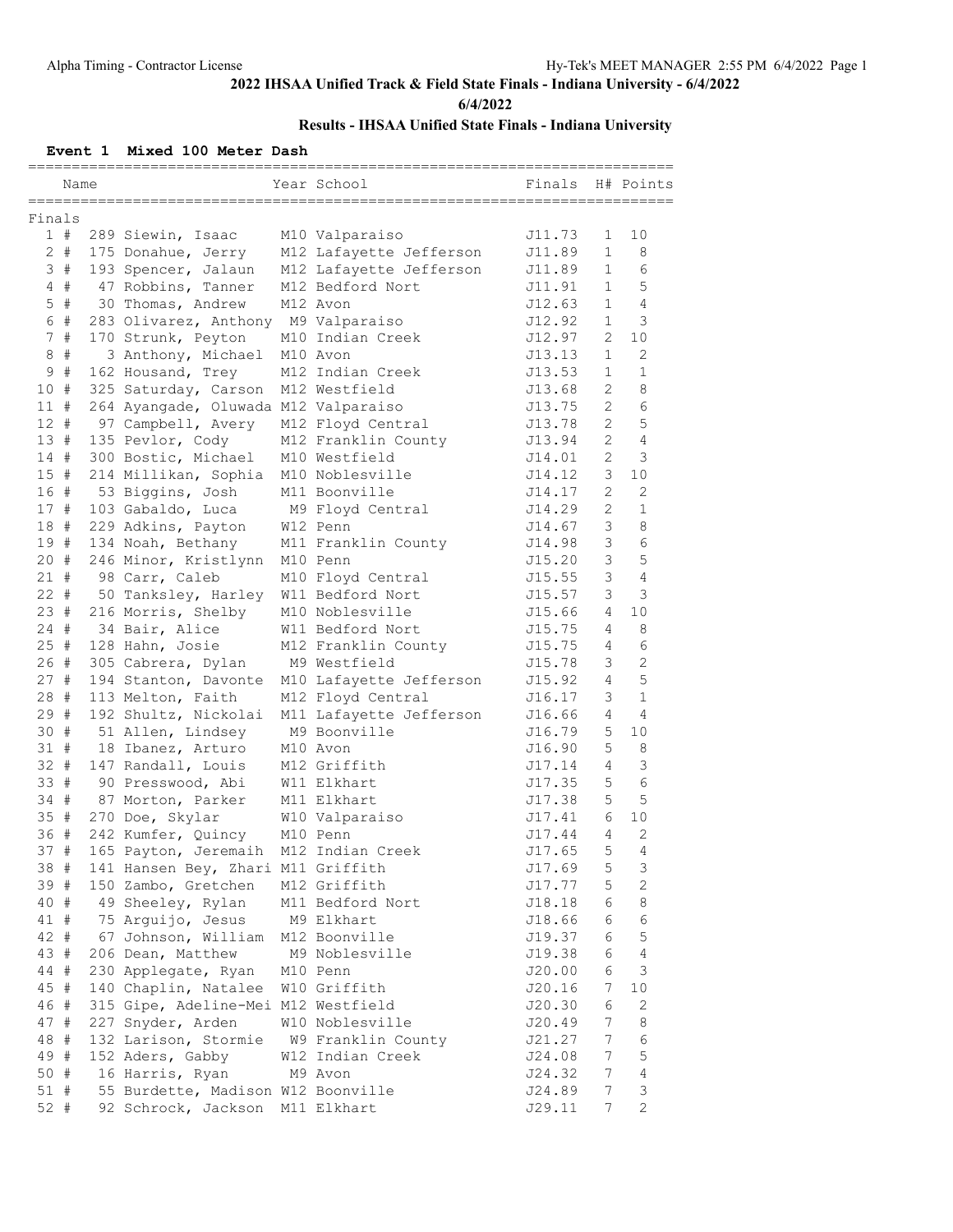## 2022 IHSAA Unified Track & Field State Finals - Indiana University - 6/4/2022

**6/4/2022**

### Results - IHSAA Unified State Finals - Indiana University

**Event 1 Mixed 100 Meter Dash**

| Place | Name | Year | School | Finals | H# | Points |
|---|---|---|---|---|---|---|
| **Finals** | | | | | | |
| 1 # | 289 Siewin, Isaac | M10 | Valparaiso | J11.73 | 1 | 10 |
| 2 # | 175 Donahue, Jerry | M12 | Lafayette Jefferson | J11.89 | 1 | 8 |
| 3 # | 193 Spencer, Jalaun | M12 | Lafayette Jefferson | J11.89 | 1 | 6 |
| 4 # | 47 Robbins, Tanner | M12 | Bedford Nort | J11.91 | 1 | 5 |
| 5 # | 30 Thomas, Andrew | M12 | Avon | J12.63 | 1 | 4 |
| 6 # | 283 Olivarez, Anthony | M9 | Valparaiso | J12.92 | 1 | 3 |
| 7 # | 170 Strunk, Peyton | M10 | Indian Creek | J12.97 | 2 | 10 |
| 8 # | 3 Anthony, Michael | M10 | Avon | J13.13 | 1 | 2 |
| 9 # | 162 Housand, Trey | M12 | Indian Creek | J13.53 | 1 | 1 |
| 10 # | 325 Saturday, Carson | M12 | Westfield | J13.68 | 2 | 8 |
| 11 # | 264 Ayangade, Oluwada | M12 | Valparaiso | J13.75 | 2 | 6 |
| 12 # | 97 Campbell, Avery | M12 | Floyd Central | J13.78 | 2 | 5 |
| 13 # | 135 Pevlor, Cody | M12 | Franklin County | J13.94 | 2 | 4 |
| 14 # | 300 Bostic, Michael | M10 | Westfield | J14.01 | 2 | 3 |
| 15 # | 214 Millikan, Sophia | M10 | Noblesville | J14.12 | 3 | 10 |
| 16 # | 53 Biggins, Josh | M11 | Boonville | J14.17 | 2 | 2 |
| 17 # | 103 Gabaldo, Luca | M9 | Floyd Central | J14.29 | 2 | 1 |
| 18 # | 229 Adkins, Payton | W12 | Penn | J14.67 | 3 | 8 |
| 19 # | 134 Noah, Bethany | M11 | Franklin County | J14.98 | 3 | 6 |
| 20 # | 246 Minor, Kristlynn | M10 | Penn | J15.20 | 3 | 5 |
| 21 # | 98 Carr, Caleb | M10 | Floyd Central | J15.55 | 3 | 4 |
| 22 # | 50 Tanksley, Harley | W11 | Bedford Nort | J15.57 | 3 | 3 |
| 23 # | 216 Morris, Shelby | M10 | Noblesville | J15.66 | 4 | 10 |
| 24 # | 34 Bair, Alice | W11 | Bedford Nort | J15.75 | 4 | 8 |
| 25 # | 128 Hahn, Josie | M12 | Franklin County | J15.75 | 4 | 6 |
| 26 # | 305 Cabrera, Dylan | M9 | Westfield | J15.78 | 3 | 2 |
| 27 # | 194 Stanton, Davonte | M10 | Lafayette Jefferson | J15.92 | 4 | 5 |
| 28 # | 113 Melton, Faith | M12 | Floyd Central | J16.17 | 3 | 1 |
| 29 # | 192 Shultz, Nickolai | M11 | Lafayette Jefferson | J16.66 | 4 | 4 |
| 30 # | 51 Allen, Lindsey | M9 | Boonville | J16.79 | 5 | 10 |
| 31 # | 18 Ibanez, Arturo | M10 | Avon | J16.90 | 5 | 8 |
| 32 # | 147 Randall, Louis | M12 | Griffith | J17.14 | 4 | 3 |
| 33 # | 90 Presswood, Abi | W11 | Elkhart | J17.35 | 5 | 6 |
| 34 # | 87 Morton, Parker | M11 | Elkhart | J17.38 | 5 | 5 |
| 35 # | 270 Doe, Skylar | W10 | Valparaiso | J17.41 | 6 | 10 |
| 36 # | 242 Kumfer, Quincy | M10 | Penn | J17.44 | 4 | 2 |
| 37 # | 165 Payton, Jeremaih | M12 | Indian Creek | J17.65 | 5 | 4 |
| 38 # | 141 Hansen Bey, Zhari | M11 | Griffith | J17.69 | 5 | 3 |
| 39 # | 150 Zambo, Gretchen | M12 | Griffith | J17.77 | 5 | 2 |
| 40 # | 49 Sheeley, Rylan | M11 | Bedford Nort | J18.18 | 6 | 8 |
| 41 # | 75 Arguijo, Jesus | M9 | Elkhart | J18.66 | 6 | 6 |
| 42 # | 67 Johnson, William | M12 | Boonville | J19.37 | 6 | 5 |
| 43 # | 206 Dean, Matthew | M9 | Noblesville | J19.38 | 6 | 4 |
| 44 # | 230 Applegate, Ryan | M10 | Penn | J20.00 | 6 | 3 |
| 45 # | 140 Chaplin, Natalee | W10 | Griffith | J20.16 | 7 | 10 |
| 46 # | 315 Gipe, Adeline-Mei | M12 | Westfield | J20.30 | 6 | 2 |
| 47 # | 227 Snyder, Arden | W10 | Noblesville | J20.49 | 7 | 8 |
| 48 # | 132 Larison, Stormie | W9 | Franklin County | J21.27 | 7 | 6 |
| 49 # | 152 Aders, Gabby | W12 | Indian Creek | J24.08 | 7 | 5 |
| 50 # | 16 Harris, Ryan | M9 | Avon | J24.32 | 7 | 4 |
| 51 # | 55 Burdette, Madison | W12 | Boonville | J24.89 | 7 | 3 |
| 52 # | 92 Schrock, Jackson | M11 | Elkhart | J29.11 | 7 | 2 |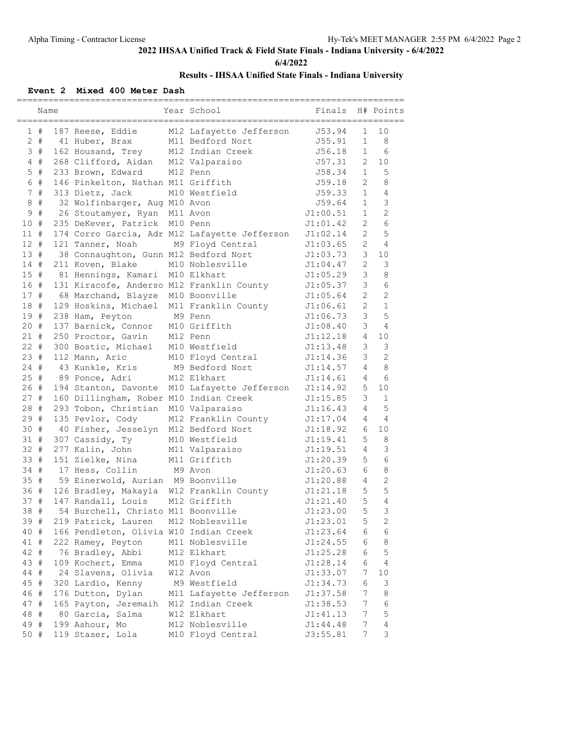## 2022 IHSAA Unified Track & Field State Finals - Indiana University - 6/4/2022

**6/4/2022**

### Results - IHSAA Unified State Finals - Indiana University

**Event 2 Mixed 400 Meter Dash**

| | Name | Year | School | Finals | H# | Points |
|---|---|---|---|---|---|---|
| 1 # | 187 Reese, Eddie | M12 | Lafayette Jefferson | J53.94 | 1 | 10 |
| 2 # | 41 Huber, Brax | M11 | Bedford Nort | J55.91 | 1 | 8 |
| 3 # | 162 Housand, Trey | M12 | Indian Creek | J56.18 | 1 | 6 |
| 4 # | 268 Clifford, Aidan | M12 | Valparaiso | J57.31 | 2 | 10 |
| 5 # | 233 Brown, Edward | M12 | Penn | J58.34 | 1 | 5 |
| 6 # | 146 Pinkelton, Nathan | M11 | Griffith | J59.18 | 2 | 8 |
| 7 # | 313 Dietz, Jack | M10 | Westfield | J59.33 | 1 | 4 |
| 8 # | 32 Wolfinbarger, Aug | M10 | Avon | J59.64 | 1 | 3 |
| 9 # | 26 Stoutamyer, Ryan | M11 | Avon | J1:00.51 | 1 | 2 |
| 10 # | 235 DeKever, Patrick | M10 | Penn | J1:01.42 | 2 | 6 |
| 11 # | 174 Corro Garcia, Adr | M12 | Lafayette Jefferson | J1:02.14 | 2 | 5 |
| 12 # | 121 Tanner, Noah | M9 | Floyd Central | J1:03.65 | 2 | 4 |
| 13 # | 38 Connaughton, Gunn | M12 | Bedford Nort | J1:03.73 | 3 | 10 |
| 14 # | 211 Koven, Blake | M10 | Noblesville | J1:04.47 | 2 | 3 |
| 15 # | 81 Hennings, Kamari | M10 | Elkhart | J1:05.29 | 3 | 8 |
| 16 # | 131 Kiracofe, Anderso | M12 | Franklin County | J1:05.37 | 3 | 6 |
| 17 # | 68 Marchand, Blayze | M10 | Boonville | J1:05.64 | 2 | 2 |
| 18 # | 129 Hoskins, Michael | M11 | Franklin County | J1:06.61 | 2 | 1 |
| 19 # | 238 Ham, Peyton | M9 | Penn | J1:06.73 | 3 | 5 |
| 20 # | 137 Barnick, Connor | M10 | Griffith | J1:08.40 | 3 | 4 |
| 21 # | 250 Proctor, Gavin | M12 | Penn | J1:12.18 | 4 | 10 |
| 22 # | 300 Bostic, Michael | M10 | Westfield | J1:13.48 | 3 | 3 |
| 23 # | 112 Mann, Aric | M10 | Floyd Central | J1:14.36 | 3 | 2 |
| 24 # | 43 Kunkle, Kris | M9 | Bedford Nort | J1:14.57 | 4 | 8 |
| 25 # | 89 Ponce, Adri | M12 | Elkhart | J1:14.61 | 4 | 6 |
| 26 # | 194 Stanton, Davonte | M10 | Lafayette Jefferson | J1:14.92 | 5 | 10 |
| 27 # | 160 Dillingham, Rober | M10 | Indian Creek | J1:15.85 | 3 | 1 |
| 28 # | 293 Tobon, Christian | M10 | Valparaiso | J1:16.43 | 4 | 5 |
| 29 # | 135 Pevlor, Cody | M12 | Franklin County | J1:17.04 | 4 | 4 |
| 30 # | 40 Fisher, Jesselyn | M12 | Bedford Nort | J1:18.92 | 6 | 10 |
| 31 # | 307 Cassidy, Ty | M10 | Westfield | J1:19.41 | 5 | 8 |
| 32 # | 277 Kalin, John | M11 | Valparaiso | J1:19.51 | 4 | 3 |
| 33 # | 151 Zielke, Nina | M11 | Griffith | J1:20.39 | 5 | 6 |
| 34 # | 17 Hess, Collin | M9 | Avon | J1:20.63 | 6 | 8 |
| 35 # | 59 Einerwold, Aurian | M9 | Boonville | J1:20.88 | 4 | 2 |
| 36 # | 126 Bradley, Makayla | W12 | Franklin County | J1:21.18 | 5 | 5 |
| 37 # | 147 Randall, Louis | M12 | Griffith | J1:21.40 | 5 | 4 |
| 38 # | 54 Burchell, Christo | M11 | Boonville | J1:23.00 | 5 | 3 |
| 39 # | 219 Patrick, Lauren | M12 | Noblesville | J1:23.01 | 5 | 2 |
| 40 # | 166 Pendleton, Olivia | W10 | Indian Creek | J1:23.64 | 6 | 6 |
| 41 # | 222 Ramey, Peyton | M11 | Noblesville | J1:24.55 | 6 | 8 |
| 42 # | 76 Bradley, Abbi | M12 | Elkhart | J1:25.28 | 6 | 5 |
| 43 # | 109 Kochert, Emma | M10 | Floyd Central | J1:28.14 | 6 | 4 |
| 44 # | 24 Slavens, Olivia | W12 | Avon | J1:33.07 | 7 | 10 |
| 45 # | 320 Lardio, Kenny | M9 | Westfield | J1:34.73 | 6 | 3 |
| 46 # | 176 Dutton, Dylan | M11 | Lafayette Jefferson | J1:37.58 | 7 | 8 |
| 47 # | 165 Payton, Jeremaih | M12 | Indian Creek | J1:38.53 | 7 | 6 |
| 48 # | 80 Garcia, Salma | W12 | Elkhart | J1:41.13 | 7 | 5 |
| 49 # | 199 Ashour, Mo | M12 | Noblesville | J1:44.48 | 7 | 4 |
| 50 # | 119 Staser, Lola | M10 | Floyd Central | J3:55.81 | 7 | 3 |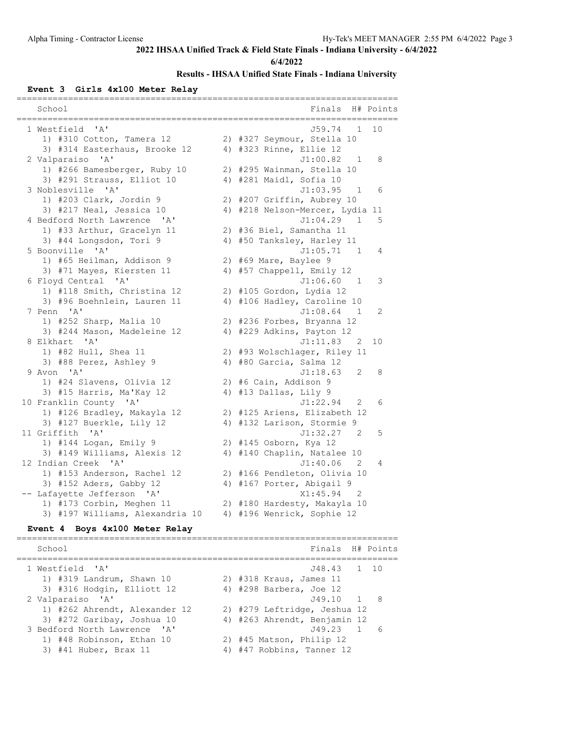2022 IHSAA Unified Track & Field State Finals - Indiana University - 6/4/2022

6/4/2022

### Results - IHSAA Unified State Finals - Indiana University

#### Event 3 Girls 4x100 Meter Relay

| Place | School | Finals | H# | Points |
|---|---|---|---|---|
| 1 | Westfield 'A' | J59.74 | 1 | 10 |
| | 1) #310 Cotton, Tamera 12; 2) #327 Seymour, Stella 10; 3) #314 Easterhaus, Brooke 12; 4) #323 Rinne, Ellie 12 | | | |
| 2 | Valparaiso 'A' | J1:00.82 | 1 | 8 |
| | 1) #266 Bamesberger, Ruby 10; 2) #295 Wainman, Stella 10; 3) #291 Strauss, Elliot 10; 4) #281 Maidl, Sofia 10 | | | |
| 3 | Noblesville 'A' | J1:03.95 | 1 | 6 |
| | 1) #203 Clark, Jordin 9; 2) #207 Griffin, Aubrey 10; 3) #217 Neal, Jessica 10; 4) #218 Nelson-Mercer, Lydia 11 | | | |
| 4 | Bedford North Lawrence 'A' | J1:04.29 | 1 | 5 |
| | 1) #33 Arthur, Gracelyn 11; 2) #36 Biel, Samantha 11; 3) #44 Longsdon, Tori 9; 4) #50 Tanksley, Harley 11 | | | |
| 5 | Boonville 'A' | J1:05.71 | 1 | 4 |
| | 1) #65 Heilman, Addison 9; 2) #69 Mare, Baylee 9; 3) #71 Mayes, Kiersten 11; 4) #57 Chappell, Emily 12 | | | |
| 6 | Floyd Central 'A' | J1:06.60 | 1 | 3 |
| | 1) #118 Smith, Christina 12; 2) #105 Gordon, Lydia 12; 3) #96 Boehnlein, Lauren 11; 4) #106 Hadley, Caroline 10 | | | |
| 7 | Penn 'A' | J1:08.64 | 1 | 2 |
| | 1) #252 Sharp, Malia 10; 2) #236 Forbes, Bryanna 12; 3) #244 Mason, Madeleine 12; 4) #229 Adkins, Payton 12 | | | |
| 8 | Elkhart 'A' | J1:11.83 | 2 | 10 |
| | 1) #82 Hull, Shea 11; 2) #93 Wolschlager, Riley 11; 3) #88 Perez, Ashley 9; 4) #80 Garcia, Salma 12 | | | |
| 9 | Avon 'A' | J1:18.63 | 2 | 8 |
| | 1) #24 Slavens, Olivia 12; 2) #6 Cain, Addison 9; 3) #15 Harris, Ma'Kay 12; 4) #13 Dallas, Lily 9 | | | |
| 10 | Franklin County 'A' | J1:22.94 | 2 | 6 |
| | 1) #126 Bradley, Makayla 12; 2) #125 Ariens, Elizabeth 12; 3) #127 Buerkle, Lily 12; 4) #132 Larison, Stormie 9 | | | |
| 11 | Griffith 'A' | J1:32.27 | 2 | 5 |
| | 1) #144 Logan, Emily 9; 2) #145 Osborn, Kya 12; 3) #149 Williams, Alexis 12; 4) #140 Chaplin, Natalee 10 | | | |
| 12 | Indian Creek 'A' | J1:40.06 | 2 | 4 |
| | 1) #153 Anderson, Rachel 12; 2) #166 Pendleton, Olivia 10; 3) #152 Aders, Gabby 12; 4) #167 Porter, Abigail 9 | | | |
| -- | Lafayette Jefferson 'A' | X1:45.94 | 2 | |
| | 1) #173 Corbin, Meghen 11; 2) #180 Hardesty, Makayla 10; 3) #197 Williams, Alexandria 10; 4) #196 Wenrick, Sophie 12 | | | |

#### Event 4 Boys 4x100 Meter Relay

| Place | School | Finals | H# | Points |
|---|---|---|---|---|
| 1 | Westfield 'A' | J48.43 | 1 | 10 |
| | 1) #319 Landrum, Shawn 10; 2) #318 Kraus, James 11; 3) #316 Hodgin, Elliott 12; 4) #298 Barbera, Joe 12 | | | |
| 2 | Valparaiso 'A' | J49.10 | 1 | 8 |
| | 1) #262 Ahrendt, Alexander 12; 2) #279 Leftridge, Jeshua 12; 3) #272 Garibay, Joshua 10; 4) #263 Ahrendt, Benjamin 12 | | | |
| 3 | Bedford North Lawrence 'A' | J49.23 | 1 | 6 |
| | 1) #48 Robinson, Ethan 10; 2) #45 Matson, Philip 12; 3) #41 Huber, Brax 11; 4) #47 Robbins, Tanner 12 | | | |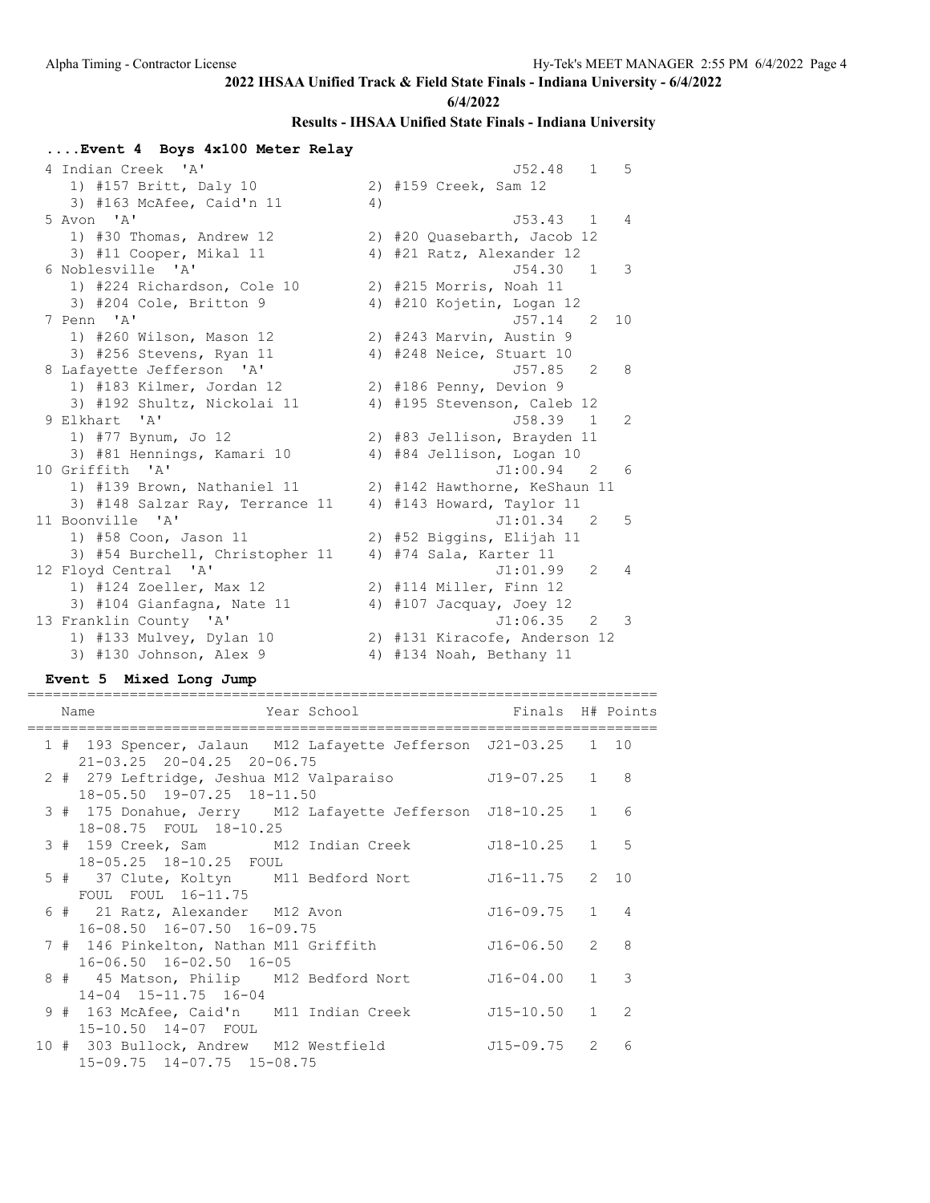## 2022 IHSAA Unified Track & Field State Finals - Indiana University - 6/4/2022

6/4/2022

### Results - IHSAA Unified State Finals - Indiana University

#### ....Event 4 Boys 4x100 Meter Relay

```
 4 Indian Creek  'A'                                  J52.48   1   5
    1) #157 Britt, Daly 10           2) #159 Creek, Sam 12
    3) #163 McAfee, Caid'n 11        4)
 5 Avon  'A'                                          J53.43   1   4
    1) #30 Thomas, Andrew 12         2) #20 Quasebarth, Jacob 12
    3) #11 Cooper, Mikal 11          4) #21 Ratz, Alexander 12
 6 Noblesville  'A'                                   J54.30   1   3
    1) #224 Richardson, Cole 10      2) #215 Morris, Noah 11
    3) #204 Cole, Britton 9          4) #210 Kojetin, Logan 12
 7 Penn  'A'                                          J57.14   2  10
    1) #260 Wilson, Mason 12         2) #243 Marvin, Austin 9
    3) #256 Stevens, Ryan 11         4) #248 Neice, Stuart 10
 8 Lafayette Jefferson  'A'                           J57.85   2   8
    1) #183 Kilmer, Jordan 12        2) #186 Penny, Devion 9
    3) #192 Shultz, Nickolai 11      4) #195 Stevenson, Caleb 12
 9 Elkhart  'A'                                       J58.39   1   2
    1) #77 Bynum, Jo 12              2) #83 Jellison, Brayden 11
    3) #81 Hennings, Kamari 10       4) #84 Jellison, Logan 10
10 Griffith  'A'                                    J1:00.94   2   6
    1) #139 Brown, Nathaniel 11      2) #142 Hawthorne, KeShaun 11
    3) #148 Salzar Ray, Terrance 11  4) #143 Howard, Taylor 11
11 Boonville  'A'                                   J1:01.34   2   5
    1) #58 Coon, Jason 11            2) #52 Biggins, Elijah 11
    3) #54 Burchell, Christopher 11  4) #74 Sala, Karter 11
12 Floyd Central  'A'                               J1:01.99   2   4
    1) #124 Zoeller, Max 12          2) #114 Miller, Finn 12
    3) #104 Gianfagna, Nate 11       4) #107 Jacquay, Joey 12
13 Franklin County  'A'                             J1:06.35   2   3
    1) #133 Mulvey, Dylan 10         2) #131 Kiracofe, Anderson 12
    3) #130 Johnson, Alex 9          4) #134 Noah, Bethany 11
```

#### Event 5 Mixed Long Jump

```
=========================================================================
    Name                    Year School               Finals  H# Points
=========================================================================
  1 #  193 Spencer, Jalaun  M12 Lafayette Jefferson  J21-03.25   1  10
      21-03.25  20-04.25  20-06.75
  2 #  279 Leftridge, Jeshua M12 Valparaiso          J19-07.25   1   8
      18-05.50  19-07.25  18-11.50
  3 #  175 Donahue, Jerry   M12 Lafayette Jefferson  J18-10.25   1   6
      18-08.75  FOUL  18-10.25
  3 #  159 Creek, Sam       M12 Indian Creek         J18-10.25   1   5
      18-05.25  18-10.25  FOUL
  5 #   37 Clute, Koltyn    M11 Bedford Nort         J16-11.75   2  10
      FOUL  FOUL  16-11.75
  6 #   21 Ratz, Alexander  M12 Avon                 J16-09.75   1   4
      16-08.50  16-07.50  16-09.75
  7 #  146 Pinkelton, Nathan M11 Griffith            J16-06.50   2   8
      16-06.50  16-02.50  16-05
  8 #   45 Matson, Philip   M12 Bedford Nort         J16-04.00   1   3
      14-04  15-11.75  16-04
  9 #  163 McAfee, Caid'n   M11 Indian Creek         J15-10.50   1   2
      15-10.50  14-07  FOUL
 10 #  303 Bullock, Andrew  M12 Westfield            J15-09.75   2   6
      15-09.75  14-07.75  15-08.75
```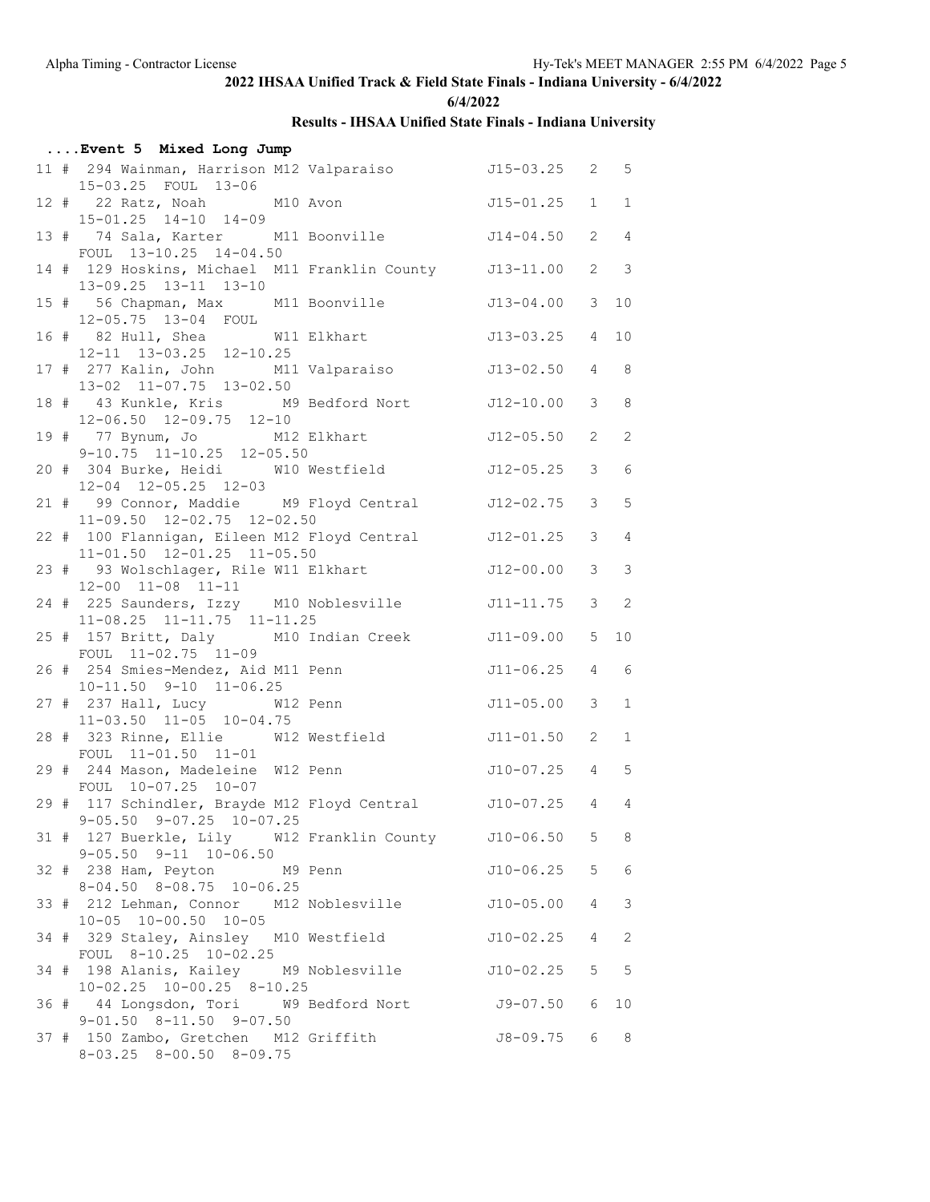## 2022 IHSAA Unified Track & Field State Finals - Indiana University - 6/4/2022

**6/4/2022**

### Results - IHSAA Unified State Finals - Indiana University

**....Event 5 Mixed Long Jump**

```
 11 # 294 Wainman, Harrison M12 Valparaiso          J15-03.25   2   5
      15-03.25  FOUL  13-06
 12 #  22 Ratz, Noah        M10 Avon                J15-01.25   1   1
      15-01.25  14-10  14-09
 13 #  74 Sala, Karter      M11 Boonville           J14-04.50   2   4
      FOUL  13-10.25  14-04.50
 14 # 129 Hoskins, Michael  M11 Franklin County     J13-11.00   2   3
      13-09.25  13-11  13-10
 15 #  56 Chapman, Max      M11 Boonville           J13-04.00   3  10
      12-05.75  13-04  FOUL
 16 #  82 Hull, Shea        W11 Elkhart             J13-03.25   4  10
      12-11  13-03.25  12-10.25
 17 # 277 Kalin, John       M11 Valparaiso          J13-02.50   4   8
      13-02  11-07.75  13-02.50
 18 #  43 Kunkle, Kris      M9 Bedford Nort         J12-10.00   3   8
      12-06.50  12-09.75  12-10
 19 #  77 Bynum, Jo         M12 Elkhart             J12-05.50   2   2
      9-10.75  11-10.25  12-05.50
 20 # 304 Burke, Heidi      W10 Westfield           J12-05.25   3   6
      12-04  12-05.25  12-03
 21 #  99 Connor, Maddie    M9 Floyd Central        J12-02.75   3   5
      11-09.50  12-02.75  12-02.50
 22 # 100 Flannigan, Eileen M12 Floyd Central       J12-01.25   3   4
      11-01.50  12-01.25  11-05.50
 23 #  93 Wolschlager, Rile W11 Elkhart             J12-00.00   3   3
      12-00  11-08  11-11
 24 # 225 Saunders, Izzy    M10 Noblesville         J11-11.75   3   2
      11-08.25  11-11.75  11-11.25
 25 # 157 Britt, Daly       M10 Indian Creek        J11-09.00   5  10
      FOUL  11-02.75  11-09
 26 # 254 Smies-Mendez, Aid M11 Penn                J11-06.25   4   6
      10-11.50  9-10  11-06.25
 27 # 237 Hall, Lucy        W12 Penn                J11-05.00   3   1
      11-03.50  11-05  10-04.75
 28 # 323 Rinne, Ellie      W12 Westfield           J11-01.50   2   1
      FOUL  11-01.50  11-01
 29 # 244 Mason, Madeleine  W12 Penn                J10-07.25   4   5
      FOUL  10-07.25  10-07
 29 # 117 Schindler, Brayde M12 Floyd Central       J10-07.25   4   4
      9-05.50  9-07.25  10-07.25
 31 # 127 Buerkle, Lily     W12 Franklin County     J10-06.50   5   8
      9-05.50  9-11  10-06.50
 32 # 238 Ham, Peyton       M9 Penn                 J10-06.25   5   6
      8-04.50  8-08.75  10-06.25
 33 # 212 Lehman, Connor    M12 Noblesville         J10-05.00   4   3
      10-05  10-00.50  10-05
 34 # 329 Staley, Ainsley   M10 Westfield           J10-02.25   4   2
      FOUL  8-10.25  10-02.25
 34 # 198 Alanis, Kailey    M9 Noblesville          J10-02.25   5   5
      10-02.25  10-00.25  8-10.25
 36 #  44 Longsdon, Tori    W9 Bedford Nort          J9-07.50   6  10
      9-01.50  8-11.50  9-07.50
 37 # 150 Zambo, Gretchen   M12 Griffith             J8-09.75   6   8
      8-03.25  8-00.50  8-09.75
```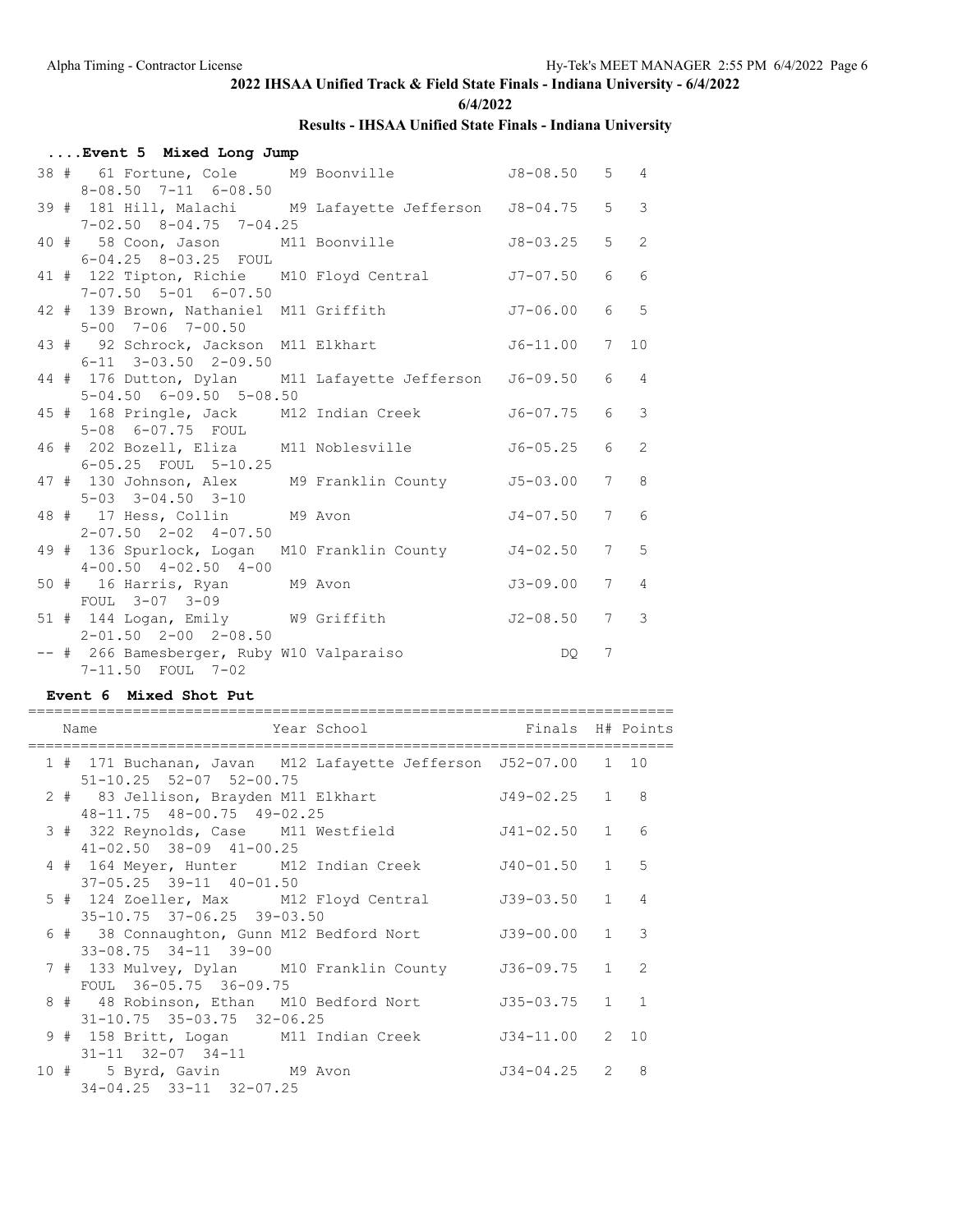## 2022 IHSAA Unified Track & Field State Finals - Indiana University - 6/4/2022

6/4/2022

### Results - IHSAA Unified State Finals - Indiana University

#### ....Event 5 Mixed Long Jump

| Place | Name | Year | School | Finals | H# | Points |
|---|---|---|---|---|---|---|
| 38 # | 61 Fortune, Cole | M9 | Boonville | J8-08.50 | 5 | 4 |
| | 8-08.50 7-11 6-08.50 | | | | | |
| 39 # | 181 Hill, Malachi | M9 | Lafayette Jefferson | J8-04.75 | 5 | 3 |
| | 7-02.50 8-04.75 7-04.25 | | | | | |
| 40 # | 58 Coon, Jason | M11 | Boonville | J8-03.25 | 5 | 2 |
| | 6-04.25 8-03.25 FOUL | | | | | |
| 41 # | 122 Tipton, Richie | M10 | Floyd Central | J7-07.50 | 6 | 6 |
| | 7-07.50 5-01 6-07.50 | | | | | |
| 42 # | 139 Brown, Nathaniel | M11 | Griffith | J7-06.00 | 6 | 5 |
| | 5-00 7-06 7-00.50 | | | | | |
| 43 # | 92 Schrock, Jackson | M11 | Elkhart | J6-11.00 | 7 | 10 |
| | 6-11 3-03.50 2-09.50 | | | | | |
| 44 # | 176 Dutton, Dylan | M11 | Lafayette Jefferson | J6-09.50 | 6 | 4 |
| | 5-04.50 6-09.50 5-08.50 | | | | | |
| 45 # | 168 Pringle, Jack | M12 | Indian Creek | J6-07.75 | 6 | 3 |
| | 5-08 6-07.75 FOUL | | | | | |
| 46 # | 202 Bozell, Eliza | M11 | Noblesville | J6-05.25 | 6 | 2 |
| | 6-05.25 FOUL 5-10.25 | | | | | |
| 47 # | 130 Johnson, Alex | M9 | Franklin County | J5-03.00 | 7 | 8 |
| | 5-03 3-04.50 3-10 | | | | | |
| 48 # | 17 Hess, Collin | M9 | Avon | J4-07.50 | 7 | 6 |
| | 2-07.50 2-02 4-07.50 | | | | | |
| 49 # | 136 Spurlock, Logan | M10 | Franklin County | J4-02.50 | 7 | 5 |
| | 4-00.50 4-02.50 4-00 | | | | | |
| 50 # | 16 Harris, Ryan | M9 | Avon | J3-09.00 | 7 | 4 |
| | FOUL 3-07 3-09 | | | | | |
| 51 # | 144 Logan, Emily | W9 | Griffith | J2-08.50 | 7 | 3 |
| | 2-01.50 2-00 2-08.50 | | | | | |
| -- # | 266 Bamesberger, Ruby | W10 | Valparaiso | DQ | 7 | |
| | 7-11.50 FOUL 7-02 | | | | | |

#### Event 6 Mixed Shot Put

| Place | Name | Year | School | Finals | H# | Points |
|---|---|---|---|---|---|---|
| 1 # | 171 Buchanan, Javan | M12 | Lafayette Jefferson | J52-07.00 | 1 | 10 |
| | 51-10.25 52-07 52-00.75 | | | | | |
| 2 # | 83 Jellison, Brayden | M11 | Elkhart | J49-02.25 | 1 | 8 |
| | 48-11.75 48-00.75 49-02.25 | | | | | |
| 3 # | 322 Reynolds, Case | M11 | Westfield | J41-02.50 | 1 | 6 |
| | 41-02.50 38-09 41-00.25 | | | | | |
| 4 # | 164 Meyer, Hunter | M12 | Indian Creek | J40-01.50 | 1 | 5 |
| | 37-05.25 39-11 40-01.50 | | | | | |
| 5 # | 124 Zoeller, Max | M12 | Floyd Central | J39-03.50 | 1 | 4 |
| | 35-10.75 37-06.25 39-03.50 | | | | | |
| 6 # | 38 Connaughton, Gunn | M12 | Bedford Nort | J39-00.00 | 1 | 3 |
| | 33-08.75 34-11 39-00 | | | | | |
| 7 # | 133 Mulvey, Dylan | M10 | Franklin County | J36-09.75 | 1 | 2 |
| | FOUL 36-05.75 36-09.75 | | | | | |
| 8 # | 48 Robinson, Ethan | M10 | Bedford Nort | J35-03.75 | 1 | 1 |
| | 31-10.75 35-03.75 32-06.25 | | | | | |
| 9 # | 158 Britt, Logan | M11 | Indian Creek | J34-11.00 | 2 | 10 |
| | 31-11 32-07 34-11 | | | | | |
| 10 # | 5 Byrd, Gavin | M9 | Avon | J34-04.25 | 2 | 8 |
| | 34-04.25 33-11 32-07.25 | | | | | |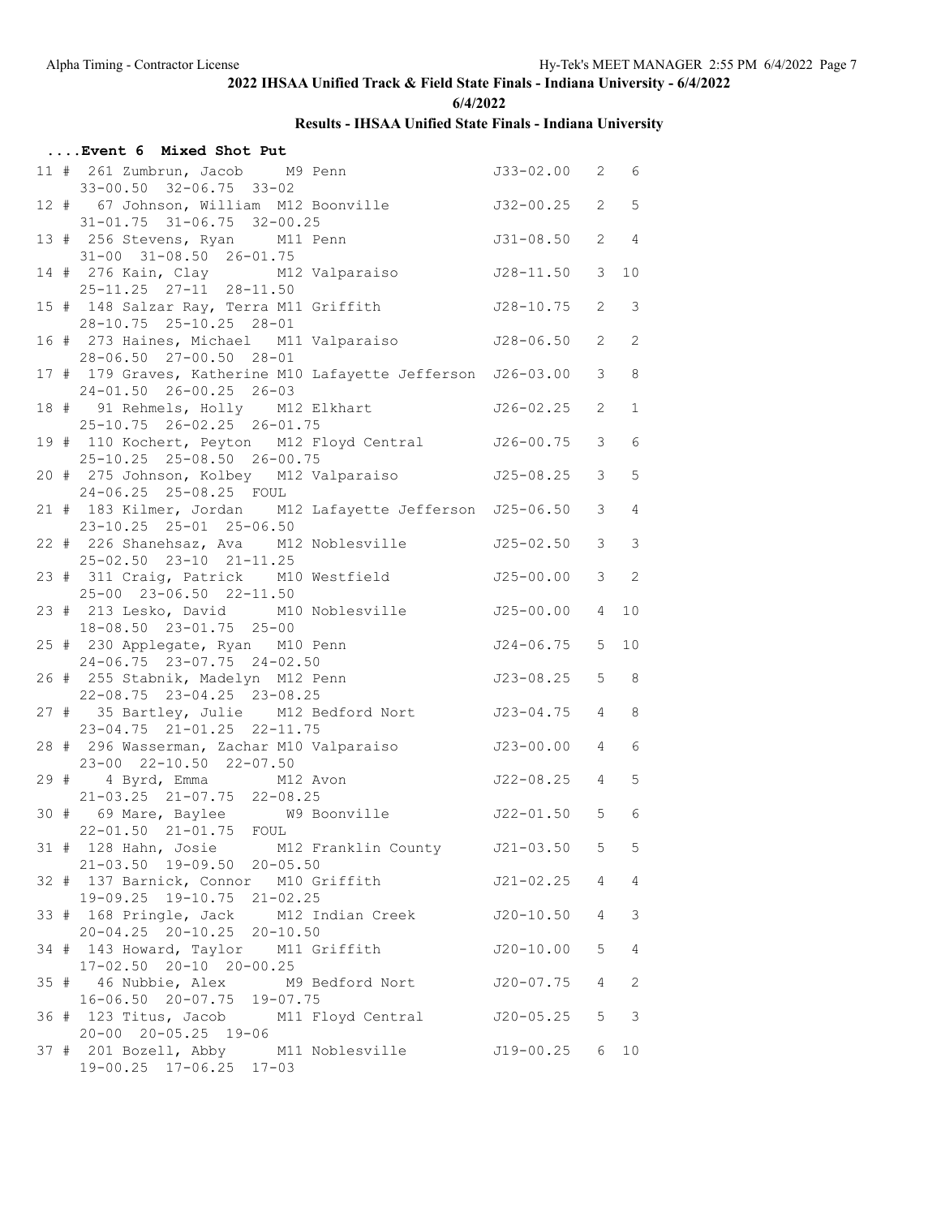# 2022 IHSAA Unified Track & Field State Finals - Indiana University - 6/4/2022

**6/4/2022**

## Results - IHSAA Unified State Finals - Indiana University

### ....Event 6 Mixed Shot Put

| Place | Comp# | Name | Year | School | Finals | H# | Points | Attempts |
|---|---|---|---|---|---|---|---|---|
| 11 # | 261 | Zumbrun, Jacob | M9 | Penn | J33-02.00 | 2 | 6 | 33-00.50 32-06.75 33-02 |
| 12 # | 67 | Johnson, William | M12 | Boonville | J32-00.25 | 2 | 5 | 31-01.75 31-06.75 32-00.25 |
| 13 # | 256 | Stevens, Ryan | M11 | Penn | J31-08.50 | 2 | 4 | 31-00 31-08.50 26-01.75 |
| 14 # | 276 | Kain, Clay | M12 | Valparaiso | J28-11.50 | 3 | 10 | 25-11.25 27-11 28-11.50 |
| 15 # | 148 | Salzar Ray, Terra | M11 | Griffith | J28-10.75 | 2 | 3 | 28-10.75 25-10.25 28-01 |
| 16 # | 273 | Haines, Michael | M11 | Valparaiso | J28-06.50 | 2 | 2 | 28-06.50 27-00.50 28-01 |
| 17 # | 179 | Graves, Katherine | M10 | Lafayette Jefferson | J26-03.00 | 3 | 8 | 24-01.50 26-00.25 26-03 |
| 18 # | 91 | Rehmels, Holly | M12 | Elkhart | J26-02.25 | 2 | 1 | 25-10.75 26-02.25 26-01.75 |
| 19 # | 110 | Kochert, Peyton | M12 | Floyd Central | J26-00.75 | 3 | 6 | 25-10.25 25-08.50 26-00.75 |
| 20 # | 275 | Johnson, Kolbey | M12 | Valparaiso | J25-08.25 | 3 | 5 | 24-06.25 25-08.25 FOUL |
| 21 # | 183 | Kilmer, Jordan | M12 | Lafayette Jefferson | J25-06.50 | 3 | 4 | 23-10.25 25-01 25-06.50 |
| 22 # | 226 | Shanehsaz, Ava | M12 | Noblesville | J25-02.50 | 3 | 3 | 25-02.50 23-10 21-11.25 |
| 23 # | 311 | Craig, Patrick | M10 | Westfield | J25-00.00 | 3 | 2 | 25-00 23-06.50 22-11.50 |
| 23 # | 213 | Lesko, David | M10 | Noblesville | J25-00.00 | 4 | 10 | 18-08.50 23-01.75 25-00 |
| 25 # | 230 | Applegate, Ryan | M10 | Penn | J24-06.75 | 5 | 10 | 24-06.75 23-07.75 24-02.50 |
| 26 # | 255 | Stabnik, Madelyn | M12 | Penn | J23-08.25 | 5 | 8 | 22-08.75 23-04.25 23-08.25 |
| 27 # | 35 | Bartley, Julie | M12 | Bedford Nort | J23-04.75 | 4 | 8 | 23-04.75 21-01.25 22-11.75 |
| 28 # | 296 | Wasserman, Zachar | M10 | Valparaiso | J23-00.00 | 4 | 6 | 23-00 22-10.50 22-07.50 |
| 29 # | 4 | Byrd, Emma | M12 | Avon | J22-08.25 | 4 | 5 | 21-03.25 21-07.75 22-08.25 |
| 30 # | 69 | Mare, Baylee | W9 | Boonville | J22-01.50 | 5 | 6 | 22-01.50 21-01.75 FOUL |
| 31 # | 128 | Hahn, Josie | M12 | Franklin County | J21-03.50 | 5 | 5 | 21-03.50 19-09.50 20-05.50 |
| 32 # | 137 | Barnick, Connor | M10 | Griffith | J21-02.25 | 4 | 4 | 19-09.25 19-10.75 21-02.25 |
| 33 # | 168 | Pringle, Jack | M12 | Indian Creek | J20-10.50 | 4 | 3 | 20-04.25 20-10.25 20-10.50 |
| 34 # | 143 | Howard, Taylor | M11 | Griffith | J20-10.00 | 5 | 4 | 17-02.50 20-10 20-00.25 |
| 35 # | 46 | Nubbie, Alex | M9 | Bedford Nort | J20-07.75 | 4 | 2 | 16-06.50 20-07.75 19-07.75 |
| 36 # | 123 | Titus, Jacob | M11 | Floyd Central | J20-05.25 | 5 | 3 | 20-00 20-05.25 19-06 |
| 37 # | 201 | Bozell, Abby | M11 | Noblesville | J19-00.25 | 6 | 10 | 19-00.25 17-06.25 17-03 |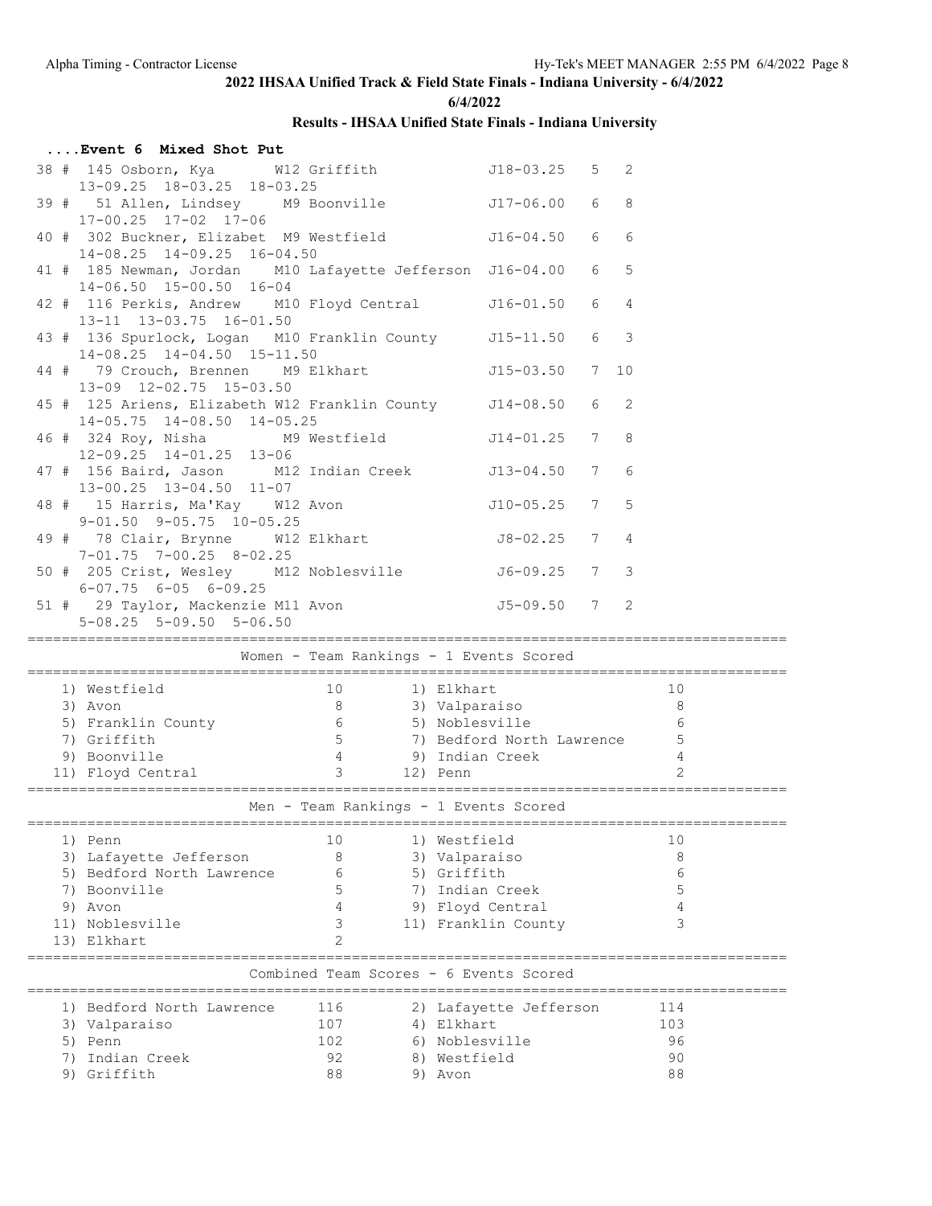## 2022 IHSAA Unified Track & Field State Finals - Indiana University - 6/4/2022

6/4/2022

### Results - IHSAA Unified State Finals - Indiana University

#### ....Event 6 Mixed Shot Put

```
 38 #  145 Osborn, Kya      W12 Griffith            J18-03.25   5   2
      13-09.25  18-03.25  18-03.25
 39 #   51 Allen, Lindsey    M9 Boonville           J17-06.00   6   8
      17-00.25  17-02  17-06
 40 #  302 Buckner, Elizabet  M9 Westfield          J16-04.50   6   6
      14-08.25  14-09.25  16-04.50
 41 #  185 Newman, Jordan    M10 Lafayette Jefferson  J16-04.00   6   5
      14-06.50  15-00.50  16-04
 42 #  116 Perkis, Andrew    M10 Floyd Central      J16-01.50   6   4
      13-11  13-03.75  16-01.50
 43 #  136 Spurlock, Logan   M10 Franklin County     J15-11.50   6   3
      14-08.25  14-04.50  15-11.50
 44 #   79 Crouch, Brennen    M9 Elkhart            J15-03.50   7  10
      13-09  12-02.75  15-03.50
 45 #  125 Ariens, Elizabeth W12 Franklin County     J14-08.50   6   2
      14-05.75  14-08.50  14-05.25
 46 #  324 Roy, Nisha         M9 Westfield          J14-01.25   7   8
      12-09.25  14-01.25  13-06
 47 #  156 Baird, Jason      M12 Indian Creek       J13-04.50   7   6
      13-00.25  13-04.50  11-07
 48 #   15 Harris, Ma'Kay    W12 Avon               J10-05.25   7   5
      9-01.50  9-05.75  10-05.25
 49 #   78 Clair, Brynne     W12 Elkhart             J8-02.25   7   4
      7-01.75  7-00.25  8-02.25
 50 #  205 Crist, Wesley     M12 Noblesville         J6-09.25   7   3
      6-07.75  6-05  6-09.25
 51 #   29 Taylor, Mackenzie M11 Avon                J5-09.50   7   2
      5-08.25  5-09.50  5-06.50
```

#### Women - Team Rankings - 1 Events Scored

| Rank | Team | Score | Rank | Team | Score |
|---|---|---|---|---|---|
| 1) | Westfield | 10 | 1) | Elkhart | 10 |
| 3) | Avon | 8 | 3) | Valparaiso | 8 |
| 5) | Franklin County | 6 | 5) | Noblesville | 6 |
| 7) | Griffith | 5 | 7) | Bedford North Lawrence | 5 |
| 9) | Boonville | 4 | 9) | Indian Creek | 4 |
| 11) | Floyd Central | 3 | 12) | Penn | 2 |

#### Men - Team Rankings - 1 Events Scored

| Rank | Team | Score | Rank | Team | Score |
|---|---|---|---|---|---|
| 1) | Penn | 10 | 1) | Westfield | 10 |
| 3) | Lafayette Jefferson | 8 | 3) | Valparaiso | 8 |
| 5) | Bedford North Lawrence | 6 | 5) | Griffith | 6 |
| 7) | Boonville | 5 | 7) | Indian Creek | 5 |
| 9) | Avon | 4 | 9) | Floyd Central | 4 |
| 11) | Noblesville | 3 | 11) | Franklin County | 3 |
| 13) | Elkhart | 2 | | | |

#### Combined Team Scores - 6 Events Scored

| Rank | Team | Score | Rank | Team | Score |
|---|---|---|---|---|---|
| 1) | Bedford North Lawrence | 116 | 2) | Lafayette Jefferson | 114 |
| 3) | Valparaiso | 107 | 4) | Elkhart | 103 |
| 5) | Penn | 102 | 6) | Noblesville | 96 |
| 7) | Indian Creek | 92 | 8) | Westfield | 90 |
| 9) | Griffith | 88 | 9) | Avon | 88 |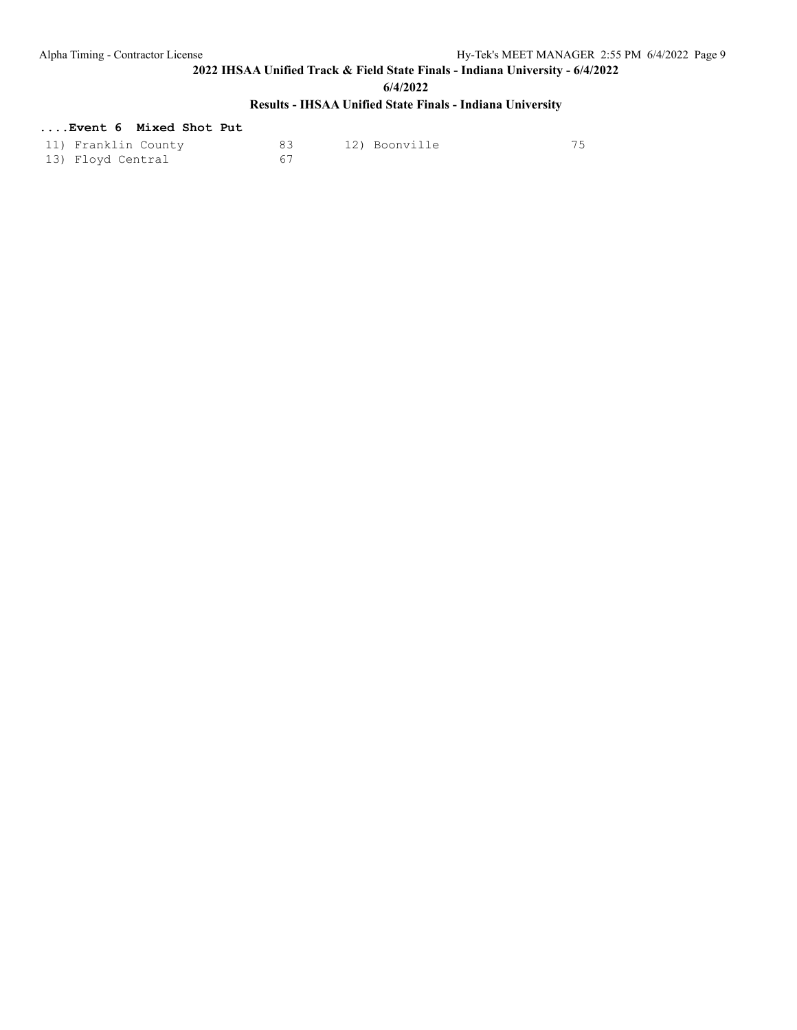## 2022 IHSAA Unified Track & Field State Finals - Indiana University - 6/4/2022

**6/4/2022**

### Results - IHSAA Unified State Finals - Indiana University

**....Event 6 Mixed Shot Put**

| | | | |
|---|---|---|---|
| 11) Franklin County | 83 | 12) Boonville | 75 |
| 13) Floyd Central | 67 | | |